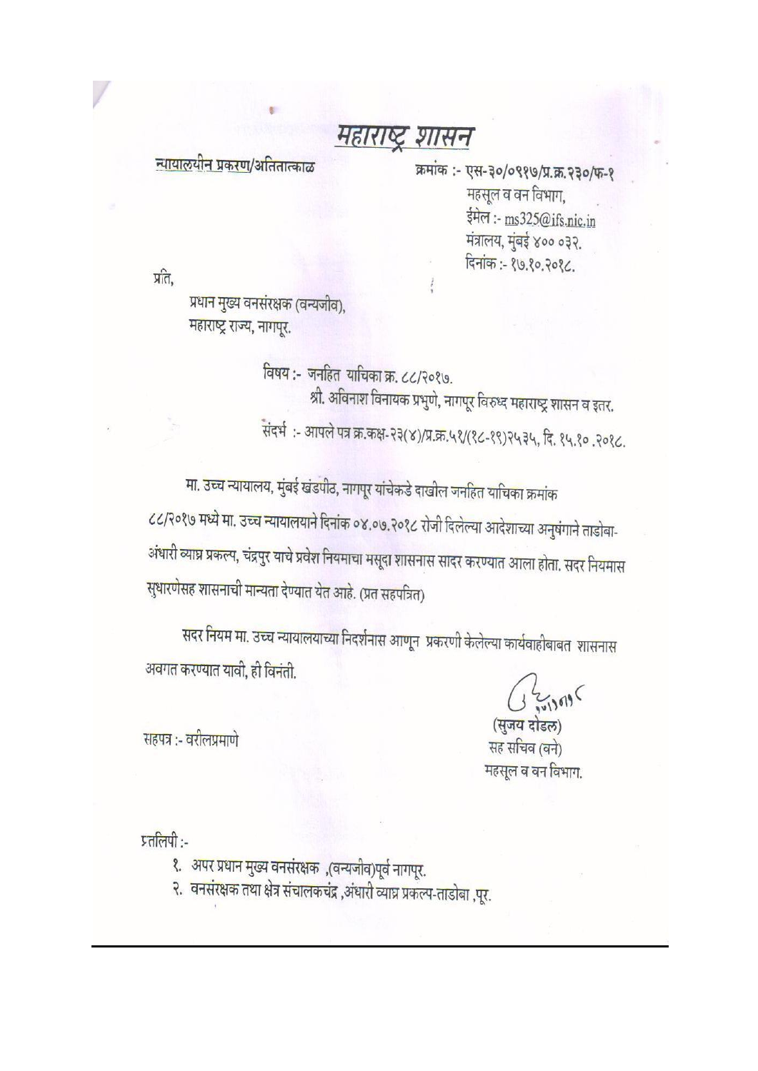# महाराष्ट्र शासन

न्यायालयीन प्रकरण/अतितात्काळ

क्रमांक :- एस-३०/०९१७/प्र.क्र.२३०/फ-१
महसूल व वन विभाग,
ईमेल :- ms325@ifs.nic.in
मंत्रालय, मुंबई ४०० ०३२.
दिनांक :- १७.१०.२०१८.

प्रति,

प्रधान मुख्य वनसंरक्षक (वन्यजीव),
महाराष्ट्र राज्य, नागपूर.

विषय :- जनहित याचिका क्र. ८८/२०१७.
श्री. अविनाश विनायक प्रभुणे, नागपूर विरुध्द महाराष्ट्र शासन व इतर.

संदर्भ :- आपले पत्र क्र.कक्ष-२३(४)/प्र.क्र.५१/(१८-१९)२५३५, दि. १५.१० .२०१८.

मा. उच्च न्यायालय, मुंबई खंडपीठ, नागपूर यांचेकडे दाखील जनहित याचिका क्रमांक ८८/२०१७ मध्ये मा. उच्च न्यायालयाने दिनांक ०४.०७.२०१८ रोजी दिलेल्या आदेशाच्या अनुषंगाने ताडोबा-अंधारी व्याघ्र प्रकल्प, चंद्रपुर याचे प्रवेश नियमाचा मसूदा शासनास सादर करण्यात आला होता. सदर नियमास सुधारणेसह शासनाची मान्यता देण्यात येत आहे. (प्रत सहपत्रित)

सदर नियम मा. उच्च न्यायालयाच्या निदर्शनास आणून प्रकरणी केलेल्या कार्यवाहीबाबत शासनास अवगत करण्यात यावी, ही विनंती.

(सुजय दोडल)
सह सचिव (वने)
महसूल व वन विभाग.

सहपत्र :- वरीलप्रमाणे

प्रतलिपी :-

१. अपर प्रधान मुख्य वनसंरक्षक ,(वन्यजीव)पूर्व नागपूर.
२. वनसंरक्षक तथा क्षेत्र संचालकचंद्र ,अंधारी व्याघ्र प्रकल्प-ताडोबा ,पूर.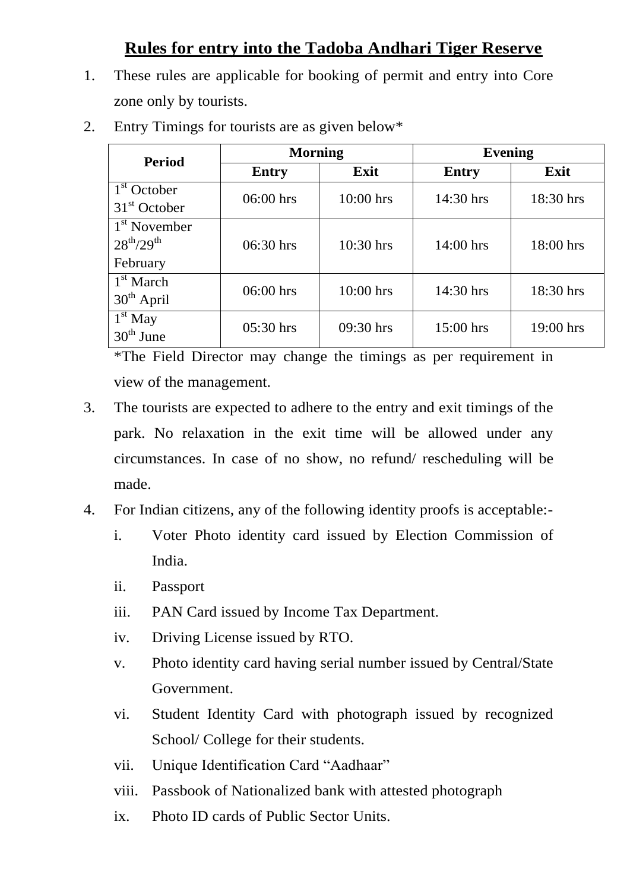# Rules for entry into the Tadoba Andhari Tiger Reserve

1. These rules are applicable for booking of permit and entry into Core zone only by tourists.
2. Entry Timings for tourists are as given below*

| Period | Morning | | Evening | |
|---|---|---|---|---|
| | Entry | Exit | Entry | Exit |
| 1st October 31st October | 06:00 hrs | 10:00 hrs | 14:30 hrs | 18:30 hrs |
| 1st November 28th/29th February | 06:30 hrs | 10:30 hrs | 14:00 hrs | 18:00 hrs |
| 1st March 30th April | 06:00 hrs | 10:00 hrs | 14:30 hrs | 18:30 hrs |
| 1st May 30th June | 05:30 hrs | 09:30 hrs | 15:00 hrs | 19:00 hrs |

   *The Field Director may change the timings as per requirement in view of the management.

3. The tourists are expected to adhere to the entry and exit timings of the park. No relaxation in the exit time will be allowed under any circumstances. In case of no show, no refund/ rescheduling will be made.
4. For Indian citizens, any of the following identity proofs is acceptable:-
   i. Voter Photo identity card issued by Election Commission of India.
   ii. Passport
   iii. PAN Card issued by Income Tax Department.
   iv. Driving License issued by RTO.
   v. Photo identity card having serial number issued by Central/State Government.
   vi. Student Identity Card with photograph issued by recognized School/ College for their students.
   vii. Unique Identification Card "Aadhaar"
   viii. Passbook of Nationalized bank with attested photograph
   ix. Photo ID cards of Public Sector Units.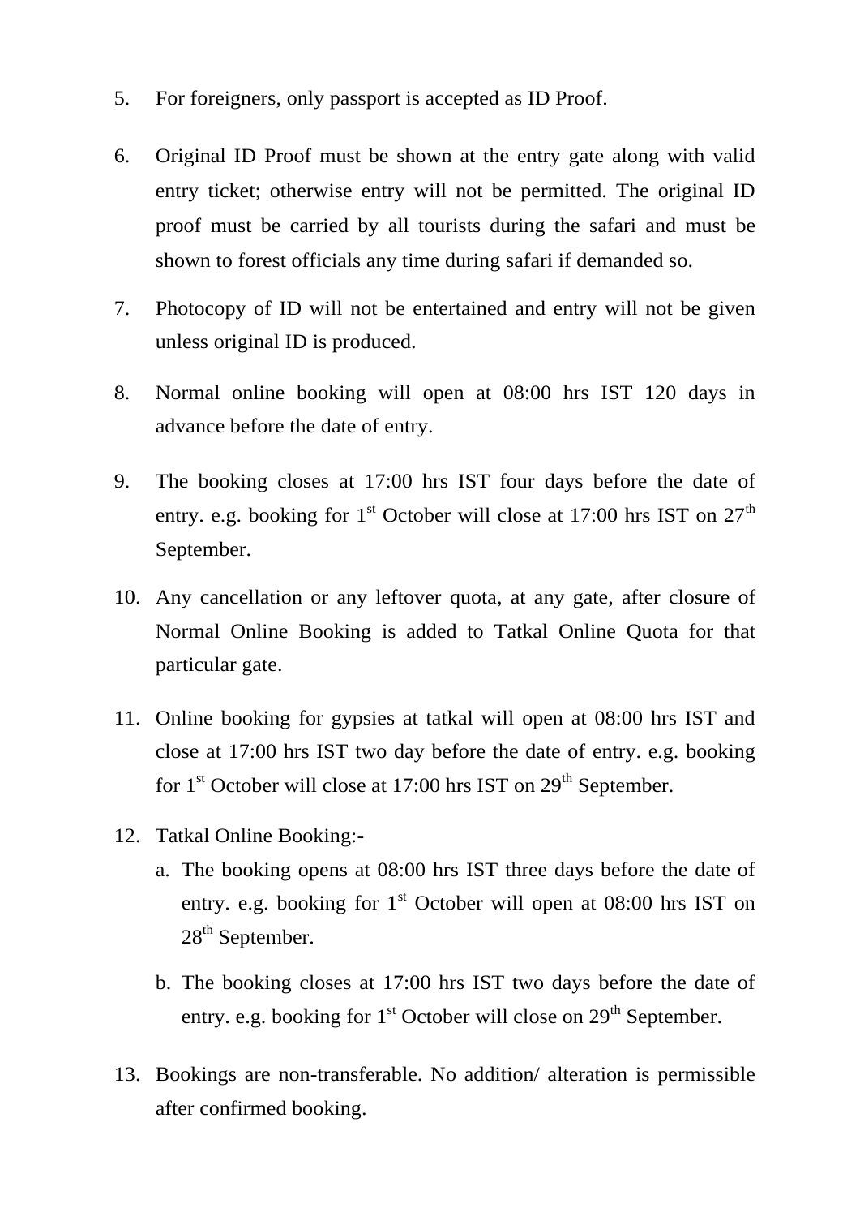5. For foreigners, only passport is accepted as ID Proof.

6. Original ID Proof must be shown at the entry gate along with valid entry ticket; otherwise entry will not be permitted. The original ID proof must be carried by all tourists during the safari and must be shown to forest officials any time during safari if demanded so.

7. Photocopy of ID will not be entertained and entry will not be given unless original ID is produced.

8. Normal online booking will open at 08:00 hrs IST 120 days in advance before the date of entry.

9. The booking closes at 17:00 hrs IST four days before the date of entry. e.g. booking for 1st October will close at 17:00 hrs IST on 27th September.

10. Any cancellation or any leftover quota, at any gate, after closure of Normal Online Booking is added to Tatkal Online Quota for that particular gate.

11. Online booking for gypsies at tatkal will open at 08:00 hrs IST and close at 17:00 hrs IST two day before the date of entry. e.g. booking for 1st October will close at 17:00 hrs IST on 29th September.

12. Tatkal Online Booking:-
    a. The booking opens at 08:00 hrs IST three days before the date of entry. e.g. booking for 1st October will open at 08:00 hrs IST on 28th September.
    b. The booking closes at 17:00 hrs IST two days before the date of entry. e.g. booking for 1st October will close on 29th September.

13. Bookings are non-transferable. No addition/ alteration is permissible after confirmed booking.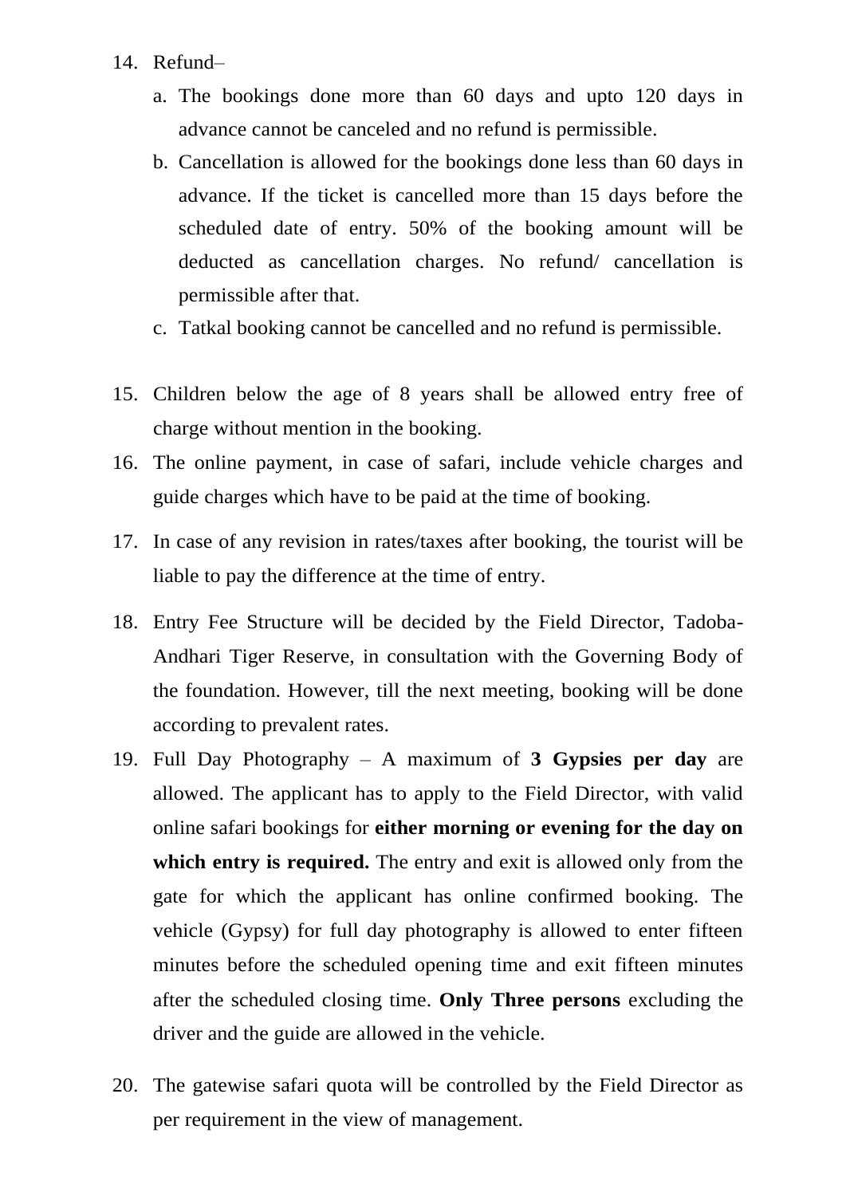14. Refund–
    a. The bookings done more than 60 days and upto 120 days in advance cannot be canceled and no refund is permissible.
    b. Cancellation is allowed for the bookings done less than 60 days in advance. If the ticket is cancelled more than 15 days before the scheduled date of entry. 50% of the booking amount will be deducted as cancellation charges. No refund/ cancellation is permissible after that.
    c. Tatkal booking cannot be cancelled and no refund is permissible.

15. Children below the age of 8 years shall be allowed entry free of charge without mention in the booking.
16. The online payment, in case of safari, include vehicle charges and guide charges which have to be paid at the time of booking.
17. In case of any revision in rates/taxes after booking, the tourist will be liable to pay the difference at the time of entry.
18. Entry Fee Structure will be decided by the Field Director, Tadoba-Andhari Tiger Reserve, in consultation with the Governing Body of the foundation. However, till the next meeting, booking will be done according to prevalent rates.
19. Full Day Photography – A maximum of **3 Gypsies per day** are allowed. The applicant has to apply to the Field Director, with valid online safari bookings for **either morning or evening for the day on which entry is required.** The entry and exit is allowed only from the gate for which the applicant has online confirmed booking. The vehicle (Gypsy) for full day photography is allowed to enter fifteen minutes before the scheduled opening time and exit fifteen minutes after the scheduled closing time. **Only Three persons** excluding the driver and the guide are allowed in the vehicle.
20. The gatewise safari quota will be controlled by the Field Director as per requirement in the view of management.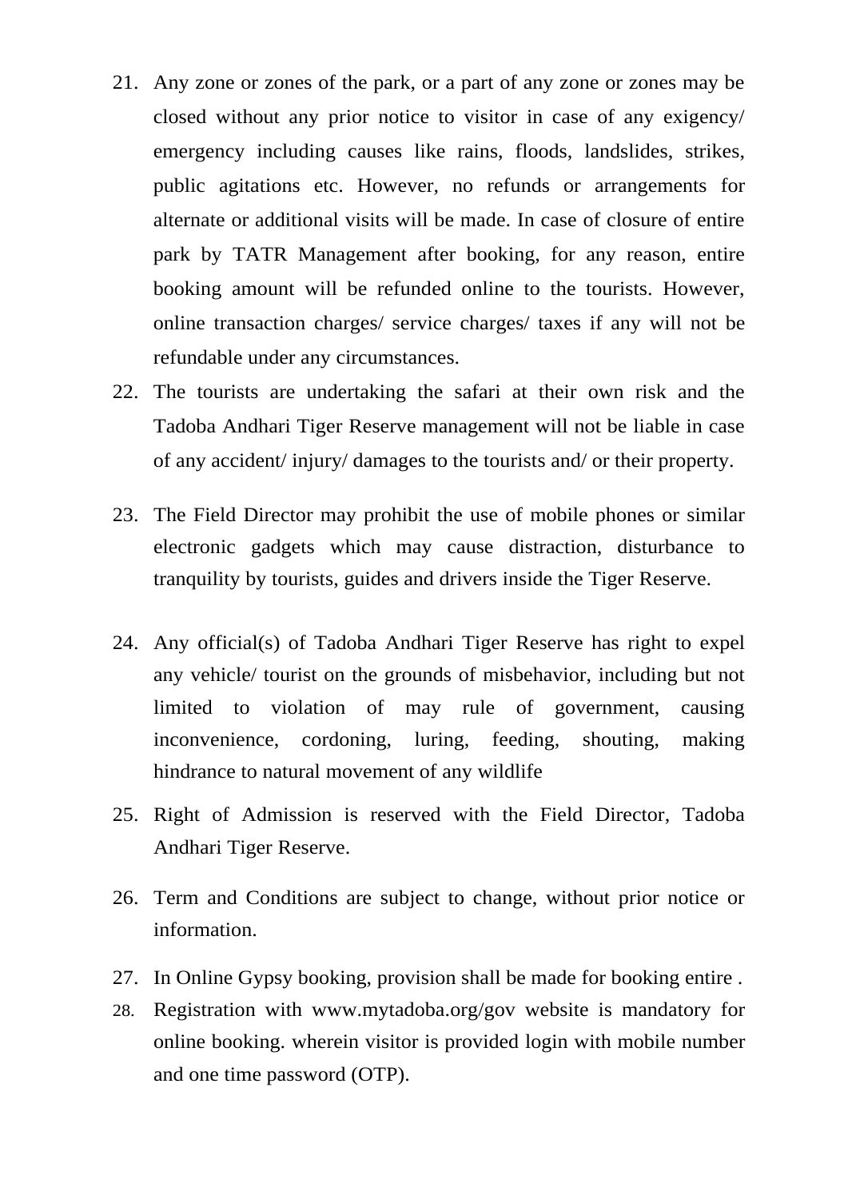21. Any zone or zones of the park, or a part of any zone or zones may be closed without any prior notice to visitor in case of any exigency/ emergency including causes like rains, floods, landslides, strikes, public agitations etc. However, no refunds or arrangements for alternate or additional visits will be made. In case of closure of entire park by TATR Management after booking, for any reason, entire booking amount will be refunded online to the tourists. However, online transaction charges/ service charges/ taxes if any will not be refundable under any circumstances.
22. The tourists are undertaking the safari at their own risk and the Tadoba Andhari Tiger Reserve management will not be liable in case of any accident/ injury/ damages to the tourists and/ or their property.
23. The Field Director may prohibit the use of mobile phones or similar electronic gadgets which may cause distraction, disturbance to tranquility by tourists, guides and drivers inside the Tiger Reserve.
24. Any official(s) of Tadoba Andhari Tiger Reserve has right to expel any vehicle/ tourist on the grounds of misbehavior, including but not limited to violation of may rule of government, causing inconvenience, cordoning, luring, feeding, shouting, making hindrance to natural movement of any wildlife
25. Right of Admission is reserved with the Field Director, Tadoba Andhari Tiger Reserve.
26. Term and Conditions are subject to change, without prior notice or information.
27. In Online Gypsy booking, provision shall be made for booking entire .
28. Registration with www.mytadoba.org/gov website is mandatory for online booking. wherein visitor is provided login with mobile number and one time password (OTP).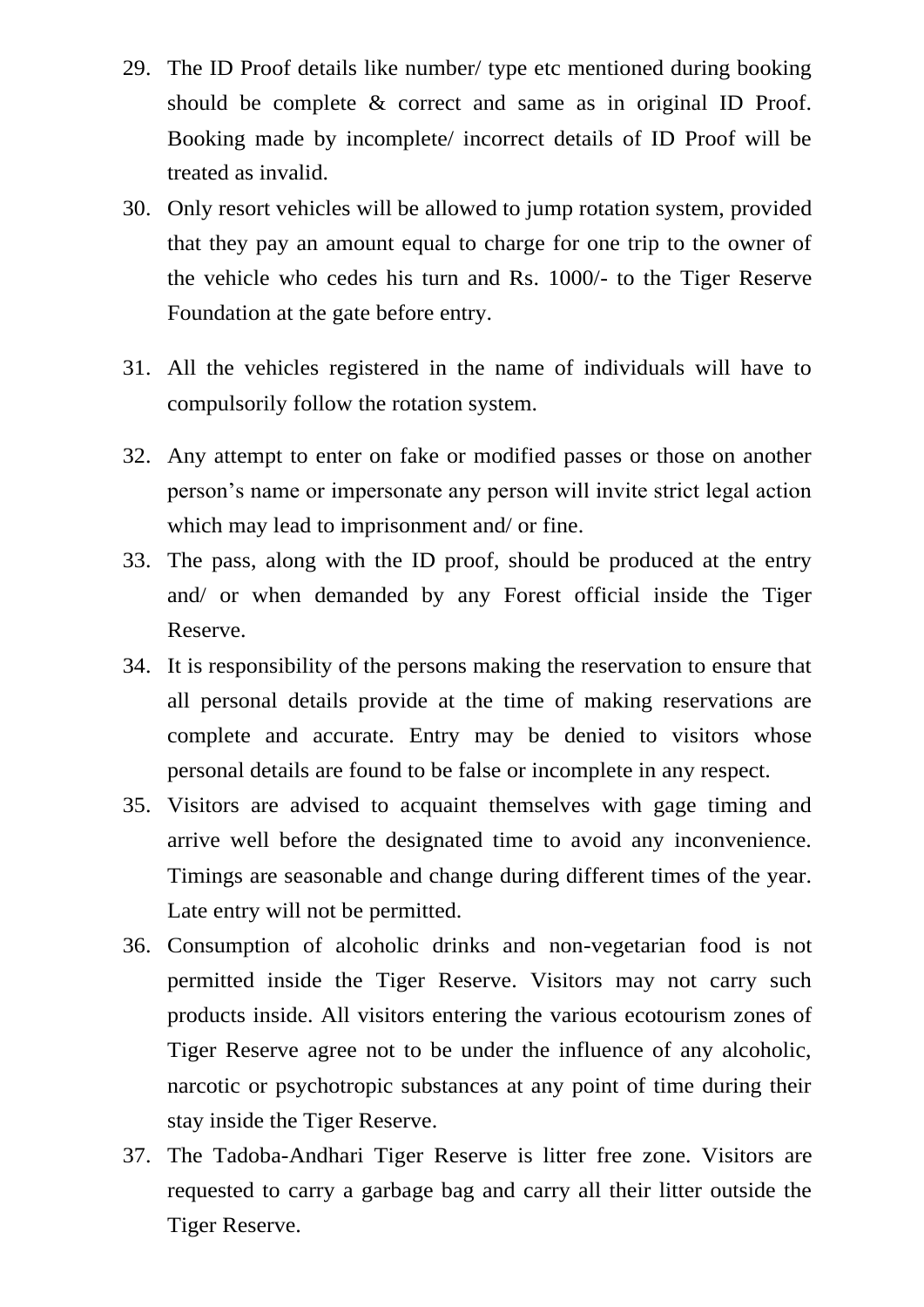29. The ID Proof details like number/ type etc mentioned during booking should be complete & correct and same as in original ID Proof. Booking made by incomplete/ incorrect details of ID Proof will be treated as invalid.
30. Only resort vehicles will be allowed to jump rotation system, provided that they pay an amount equal to charge for one trip to the owner of the vehicle who cedes his turn and Rs. 1000/- to the Tiger Reserve Foundation at the gate before entry.
31. All the vehicles registered in the name of individuals will have to compulsorily follow the rotation system.
32. Any attempt to enter on fake or modified passes or those on another person's name or impersonate any person will invite strict legal action which may lead to imprisonment and/ or fine.
33. The pass, along with the ID proof, should be produced at the entry and/ or when demanded by any Forest official inside the Tiger Reserve.
34. It is responsibility of the persons making the reservation to ensure that all personal details provide at the time of making reservations are complete and accurate. Entry may be denied to visitors whose personal details are found to be false or incomplete in any respect.
35. Visitors are advised to acquaint themselves with gage timing and arrive well before the designated time to avoid any inconvenience. Timings are seasonable and change during different times of the year. Late entry will not be permitted.
36. Consumption of alcoholic drinks and non-vegetarian food is not permitted inside the Tiger Reserve. Visitors may not carry such products inside. All visitors entering the various ecotourism zones of Tiger Reserve agree not to be under the influence of any alcoholic, narcotic or psychotropic substances at any point of time during their stay inside the Tiger Reserve.
37. The Tadoba-Andhari Tiger Reserve is litter free zone. Visitors are requested to carry a garbage bag and carry all their litter outside the Tiger Reserve.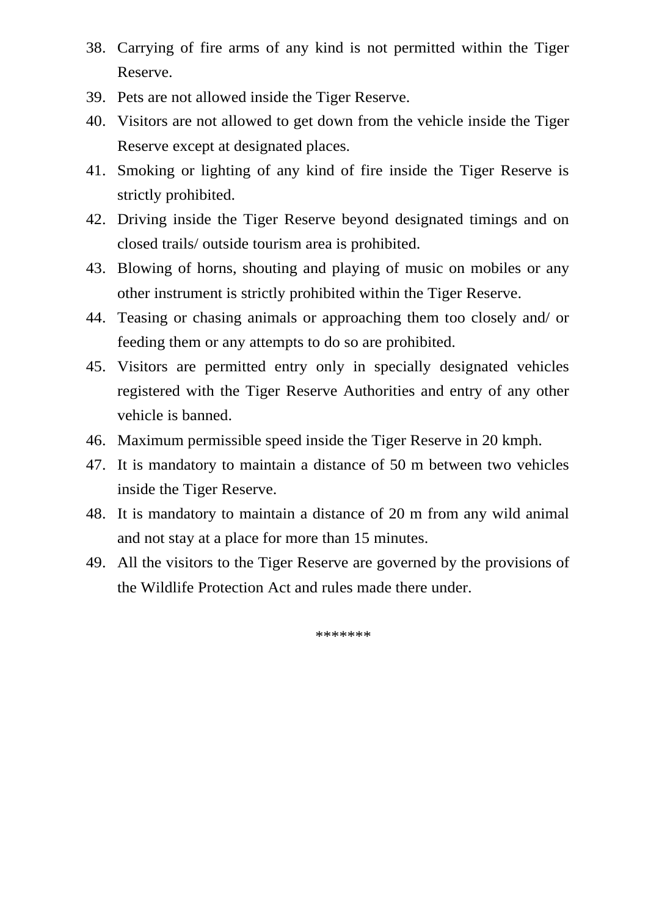38. Carrying of fire arms of any kind is not permitted within the Tiger Reserve.
39. Pets are not allowed inside the Tiger Reserve.
40. Visitors are not allowed to get down from the vehicle inside the Tiger Reserve except at designated places.
41. Smoking or lighting of any kind of fire inside the Tiger Reserve is strictly prohibited.
42. Driving inside the Tiger Reserve beyond designated timings and on closed trails/ outside tourism area is prohibited.
43. Blowing of horns, shouting and playing of music on mobiles or any other instrument is strictly prohibited within the Tiger Reserve.
44. Teasing or chasing animals or approaching them too closely and/ or feeding them or any attempts to do so are prohibited.
45. Visitors are permitted entry only in specially designated vehicles registered with the Tiger Reserve Authorities and entry of any other vehicle is banned.
46. Maximum permissible speed inside the Tiger Reserve in 20 kmph.
47. It is mandatory to maintain a distance of 50 m between two vehicles inside the Tiger Reserve.
48. It is mandatory to maintain a distance of 20 m from any wild animal and not stay at a place for more than 15 minutes.
49. All the visitors to the Tiger Reserve are governed by the provisions of the Wildlife Protection Act and rules made there under.

*******